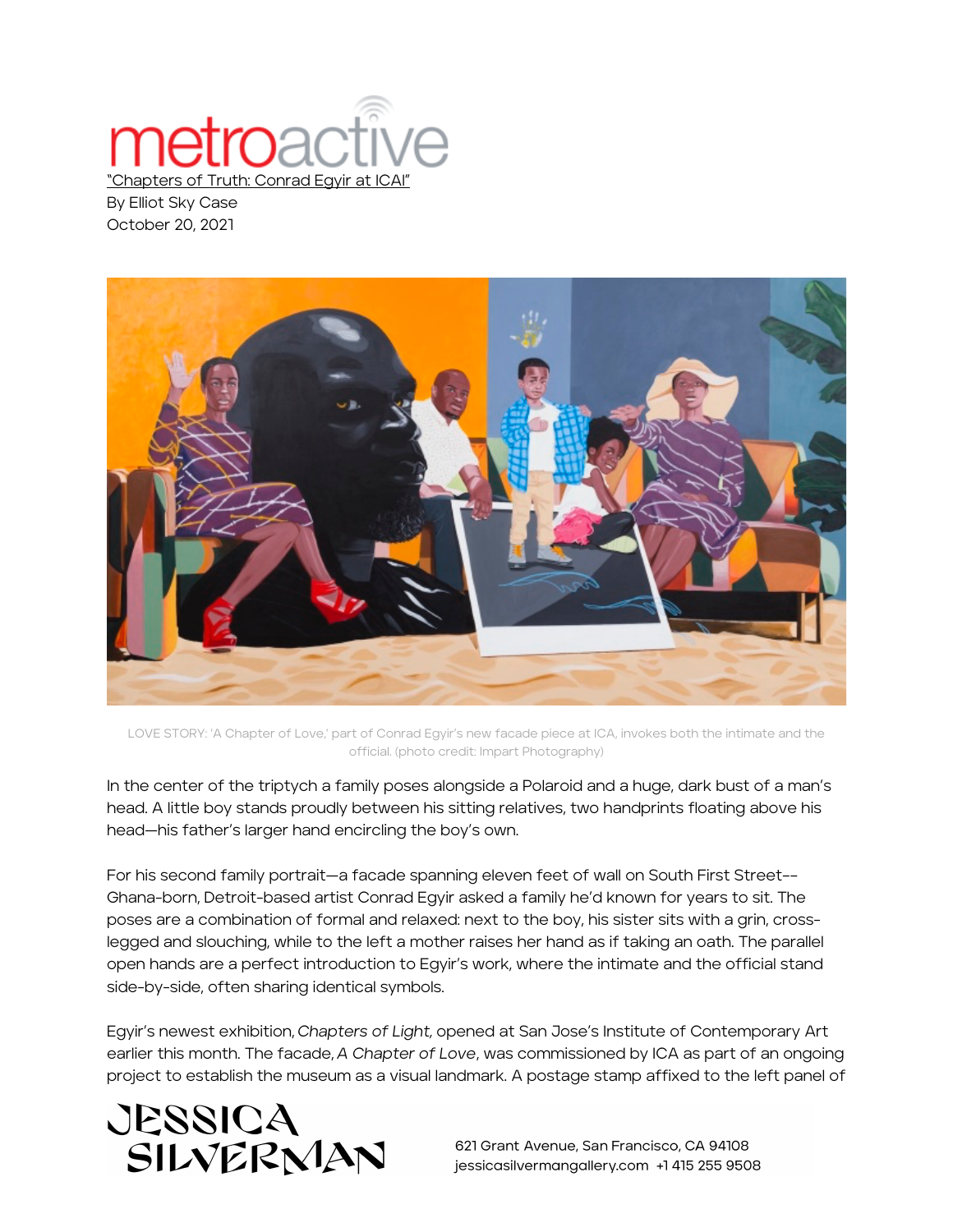metroactive

["Chapters of Truth: Conrad Egyir at ICA!"]

By Elliot Sky Case
October 20, 2021

LOVE STORY: 'A Chapter of Love,' part of Conrad Egyir's new facade piece at ICA, invokes both the intimate and the official. (photo credit: Impart Photography)

In the center of the triptych a family poses alongside a Polaroid and a huge, dark bust of a man's head. A little boy stands proudly between his sitting relatives, two handprints floating above his head—his father's larger hand encircling the boy's own.

For his second family portrait—a facade spanning eleven feet of wall on South First Street-- Ghana-born, Detroit-based artist Conrad Egyir asked a family he'd known for years to sit. The poses are a combination of formal and relaxed: next to the boy, his sister sits with a grin, cross-legged and slouching, while to the left a mother raises her hand as if taking an oath. The parallel open hands are a perfect introduction to Egyir's work, where the intimate and the official stand side-by-side, often sharing identical symbols.

Egyir's newest exhibition, *Chapters of Light,* opened at San Jose's Institute of Contemporary Art earlier this month. The facade, *A Chapter of Love*, was commissioned by ICA as part of an ongoing project to establish the museum as a visual landmark. A postage stamp affixed to the left panel of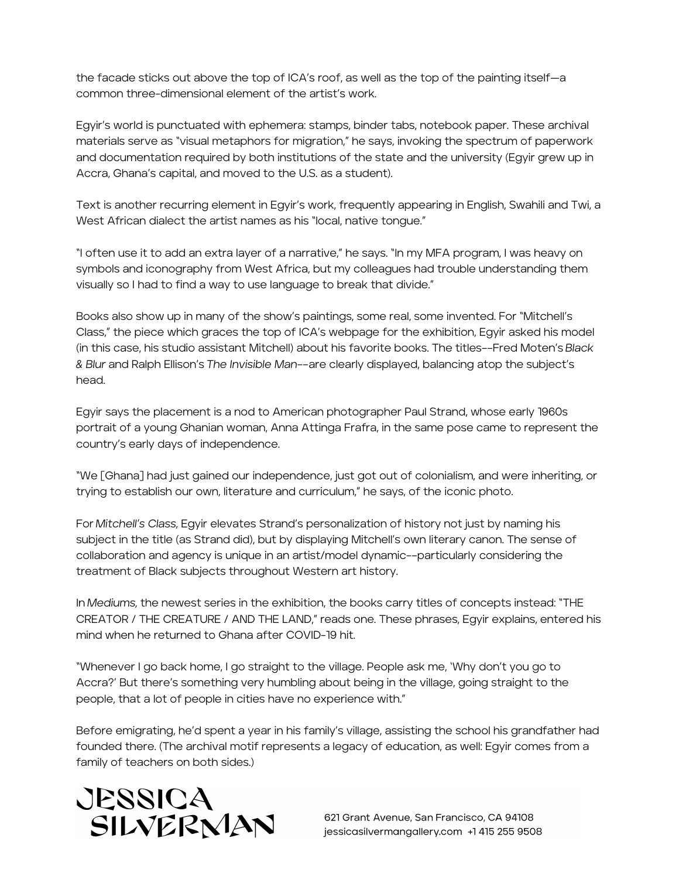the facade sticks out above the top of ICA's roof, as well as the top of the painting itself—a common three-dimensional element of the artist's work.

Egyir's world is punctuated with ephemera: stamps, binder tabs, notebook paper. These archival materials serve as "visual metaphors for migration," he says, invoking the spectrum of paperwork and documentation required by both institutions of the state and the university (Egyir grew up in Accra, Ghana's capital, and moved to the U.S. as a student).

Text is another recurring element in Egyir's work, frequently appearing in English, Swahili and Twi, a West African dialect the artist names as his "local, native tongue."

"I often use it to add an extra layer of a narrative," he says. "In my MFA program, I was heavy on symbols and iconography from West Africa, but my colleagues had trouble understanding them visually so I had to find a way to use language to break that divide."

Books also show up in many of the show's paintings, some real, some invented. For "Mitchell's Class," the piece which graces the top of ICA's webpage for the exhibition, Egyir asked his model (in this case, his studio assistant Mitchell) about his favorite books. The titles--Fred Moten's *Black & Blur* and Ralph Ellison's *The Invisible Man*--are clearly displayed, balancing atop the subject's head.

Egyir says the placement is a nod to American photographer Paul Strand, whose early 1960s portrait of a young Ghanian woman, Anna Attinga Frafra, in the same pose came to represent the country's early days of independence.

"We [Ghana] had just gained our independence, just got out of colonialism, and were inheriting, or trying to establish our own, literature and curriculum," he says, of the iconic photo.

For *Mitchell's Class*, Egyir elevates Strand's personalization of history not just by naming his subject in the title (as Strand did), but by displaying Mitchell's own literary canon. The sense of collaboration and agency is unique in an artist/model dynamic--particularly considering the treatment of Black subjects throughout Western art history.

In *Mediums*, the newest series in the exhibition, the books carry titles of concepts instead: "THE CREATOR / THE CREATURE / AND THE LAND," reads one. These phrases, Egyir explains, entered his mind when he returned to Ghana after COVID-19 hit.

"Whenever I go back home, I go straight to the village. People ask me, 'Why don't you go to Accra?' But there's something very humbling about being in the village, going straight to the people, that a lot of people in cities have no experience with."

Before emigrating, he'd spent a year in his family's village, assisting the school his grandfather had founded there. (The archival motif represents a legacy of education, as well: Egyir comes from a family of teachers on both sides.)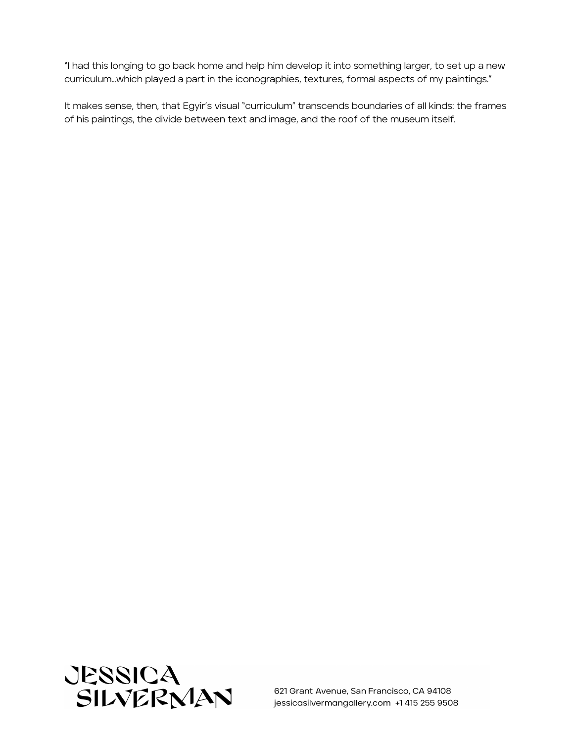"I had this longing to go back home and help him develop it into something larger, to set up a new curriculum…which played a part in the iconographies, textures, formal aspects of my paintings."

It makes sense, then, that Egyir's visual "curriculum" transcends boundaries of all kinds: the frames of his paintings, the divide between text and image, and the roof of the museum itself.